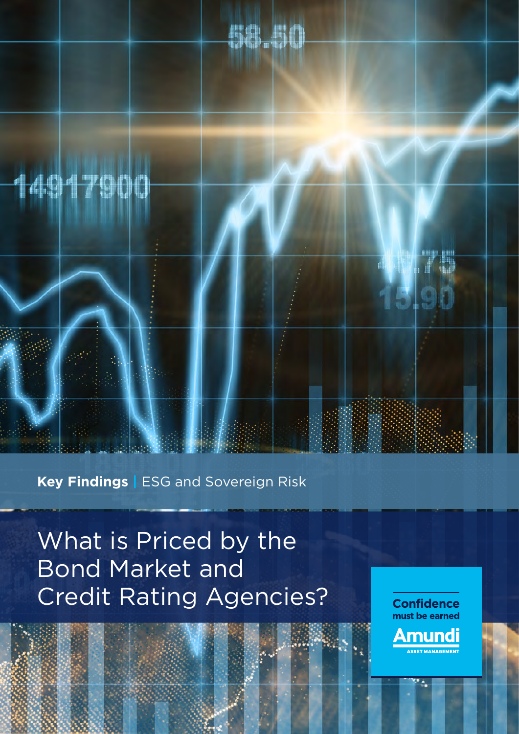**Key Findings** | ESG and Sovereign Risk

# What is Priced by the Bond Market and Credit Rating Agencies?

**Confidence** must be earned

Amundi ASSET MANAGEMENT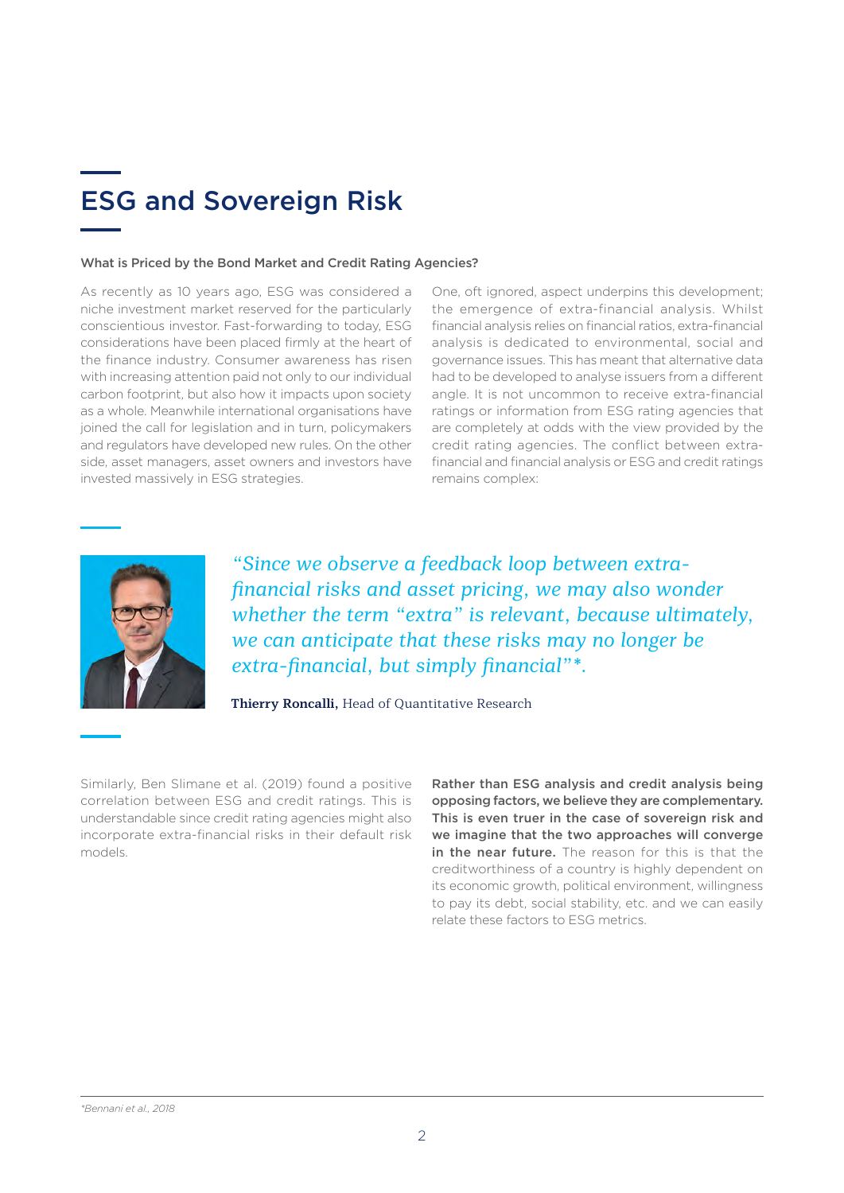# ESG and Sovereign Risk

### What is Priced by the Bond Market and Credit Rating Agencies?

As recently as 10 years ago, ESG was considered a niche investment market reserved for the particularly conscientious investor. Fast-forwarding to today, ESG considerations have been placed firmly at the heart of the finance industry. Consumer awareness has risen with increasing attention paid not only to our individual carbon footprint, but also how it impacts upon society as a whole. Meanwhile international organisations have joined the call for legislation and in turn, policymakers and regulators have developed new rules. On the other side, asset managers, asset owners and investors have invested massively in ESG strategies.

One, oft ignored, aspect underpins this development; the emergence of extra-financial analysis. Whilst financial analysis relies on financial ratios, extra-financial analysis is dedicated to environmental, social and governance issues. This has meant that alternative data had to be developed to analyse issuers from a different angle. It is not uncommon to receive extra-financial ratings or information from ESG rating agencies that are completely at odds with the view provided by the credit rating agencies. The conflict between extra-financial and financial analysis or ESG and credit ratings remains complex:

*"Since we observe a feedback loop between extra-financial risks and asset pricing, we may also wonder whether the term "extra" is relevant, because ultimately, we can anticipate that these risks may no longer be extra-financial, but simply financial"\*.*

**Thierry Roncalli,** Head of Quantitative Research

Similarly, Ben Slimane et al. (2019) found a positive correlation between ESG and credit ratings. This is understandable since credit rating agencies might also incorporate extra-financial risks in their default risk models.

**Rather than ESG analysis and credit analysis being opposing factors, we believe they are complementary. This is even truer in the case of sovereign risk and we imagine that the two approaches will converge in the near future.** The reason for this is that the creditworthiness of a country is highly dependent on its economic growth, political environment, willingness to pay its debt, social stability, etc. and we can easily relate these factors to ESG metrics.

*\*Bennani et al., 2018*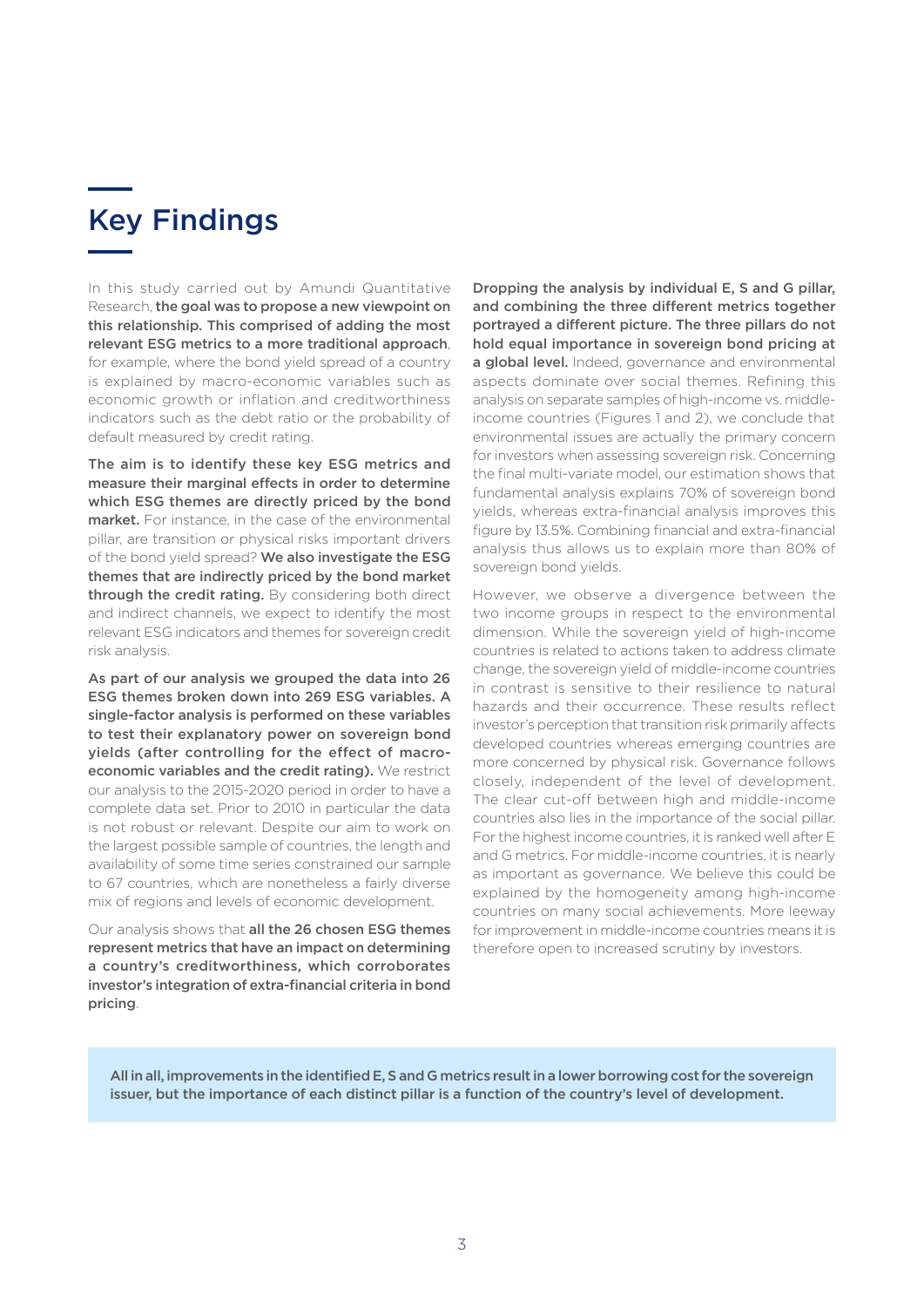# Key Findings

In this study carried out by Amundi Quantitative Research, **the goal was to propose a new viewpoint on this relationship. This comprised of adding the most relevant ESG metrics to a more traditional approach**, for example, where the bond yield spread of a country is explained by macro-economic variables such as economic growth or inflation and creditworthiness indicators such as the debt ratio or the probability of default measured by credit rating.

**The aim is to identify these key ESG metrics and measure their marginal effects in order to determine which ESG themes are directly priced by the bond market.** For instance, in the case of the environmental pillar, are transition or physical risks important drivers of the bond yield spread? **We also investigate the ESG themes that are indirectly priced by the bond market through the credit rating.** By considering both direct and indirect channels, we expect to identify the most relevant ESG indicators and themes for sovereign credit risk analysis.

**As part of our analysis we grouped the data into 26 ESG themes broken down into 269 ESG variables. A single-factor analysis is performed on these variables to test their explanatory power on sovereign bond yields (after controlling for the effect of macro-economic variables and the credit rating).** We restrict our analysis to the 2015-2020 period in order to have a complete data set. Prior to 2010 in particular the data is not robust or relevant. Despite our aim to work on the largest possible sample of countries, the length and availability of some time series constrained our sample to 67 countries, which are nonetheless a fairly diverse mix of regions and levels of economic development.

Our analysis shows that **all the 26 chosen ESG themes represent metrics that have an impact on determining a country's creditworthiness, which corroborates investor's integration of extra-financial criteria in bond pricing**.

**Dropping the analysis by individual E, S and G pillar, and combining the three different metrics together portrayed a different picture. The three pillars do not hold equal importance in sovereign bond pricing at a global level.** Indeed, governance and environmental aspects dominate over social themes. Refining this analysis on separate samples of high-income vs. middle-income countries (Figures 1 and 2), we conclude that environmental issues are actually the primary concern for investors when assessing sovereign risk. Concerning the final multi-variate model, our estimation shows that fundamental analysis explains 70% of sovereign bond yields, whereas extra-financial analysis improves this figure by 13.5%. Combining financial and extra-financial analysis thus allows us to explain more than 80% of sovereign bond yields.

However, we observe a divergence between the two income groups in respect to the environmental dimension. While the sovereign yield of high-income countries is related to actions taken to address climate change, the sovereign yield of middle-income countries in contrast is sensitive to their resilience to natural hazards and their occurrence. These results reflect investor's perception that transition risk primarily affects developed countries whereas emerging countries are more concerned by physical risk. Governance follows closely, independent of the level of development. The clear cut-off between high and middle-income countries also lies in the importance of the social pillar. For the highest income countries, it is ranked well after E and G metrics. For middle-income countries, it is nearly as important as governance. We believe this could be explained by the homogeneity among high-income countries on many social achievements. More leeway for improvement in middle-income countries means it is therefore open to increased scrutiny by investors.

**All in all, improvements in the identified E, S and G metrics result in a lower borrowing cost for the sovereign issuer, but the importance of each distinct pillar is a function of the country's level of development.**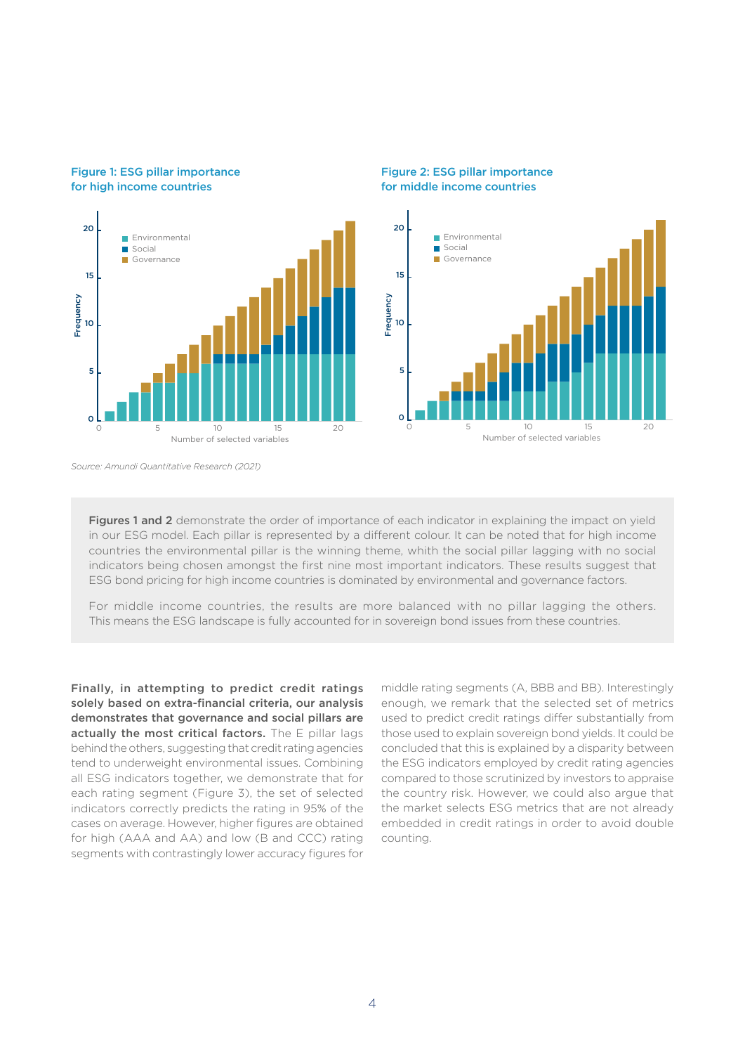**Figure 1: ESG pillar importance for high income countries**

**Figure 2: ESG pillar importance for middle income countries**

*Source: Amundi Quantitative Research (2021)*

**Figures 1 and 2** demonstrate the order of importance of each indicator in explaining the impact on yield in our ESG model. Each pillar is represented by a different colour. It can be noted that for high income countries the environmental pillar is the winning theme, whith the social pillar lagging with no social indicators being chosen amongst the first nine most important indicators. These results suggest that ESG bond pricing for high income countries is dominated by environmental and governance factors.

For middle income countries, the results are more balanced with no pillar lagging the others. This means the ESG landscape is fully accounted for in sovereign bond issues from these countries.

**Finally, in attempting to predict credit ratings solely based on extra-financial criteria, our analysis demonstrates that governance and social pillars are actually the most critical factors.** The E pillar lags behind the others, suggesting that credit rating agencies tend to underweight environmental issues. Combining all ESG indicators together, we demonstrate that for each rating segment (Figure 3), the set of selected indicators correctly predicts the rating in 95% of the cases on average. However, higher figures are obtained for high (AAA and AA) and low (B and CCC) rating segments with contrastingly lower accuracy figures for middle rating segments (A, BBB and BB). Interestingly enough, we remark that the selected set of metrics used to predict credit ratings differ substantially from those used to explain sovereign bond yields. It could be concluded that this is explained by a disparity between the ESG indicators employed by credit rating agencies compared to those scrutinized by investors to appraise the country risk. However, we could also argue that the market selects ESG metrics that are not already embedded in credit ratings in order to avoid double counting.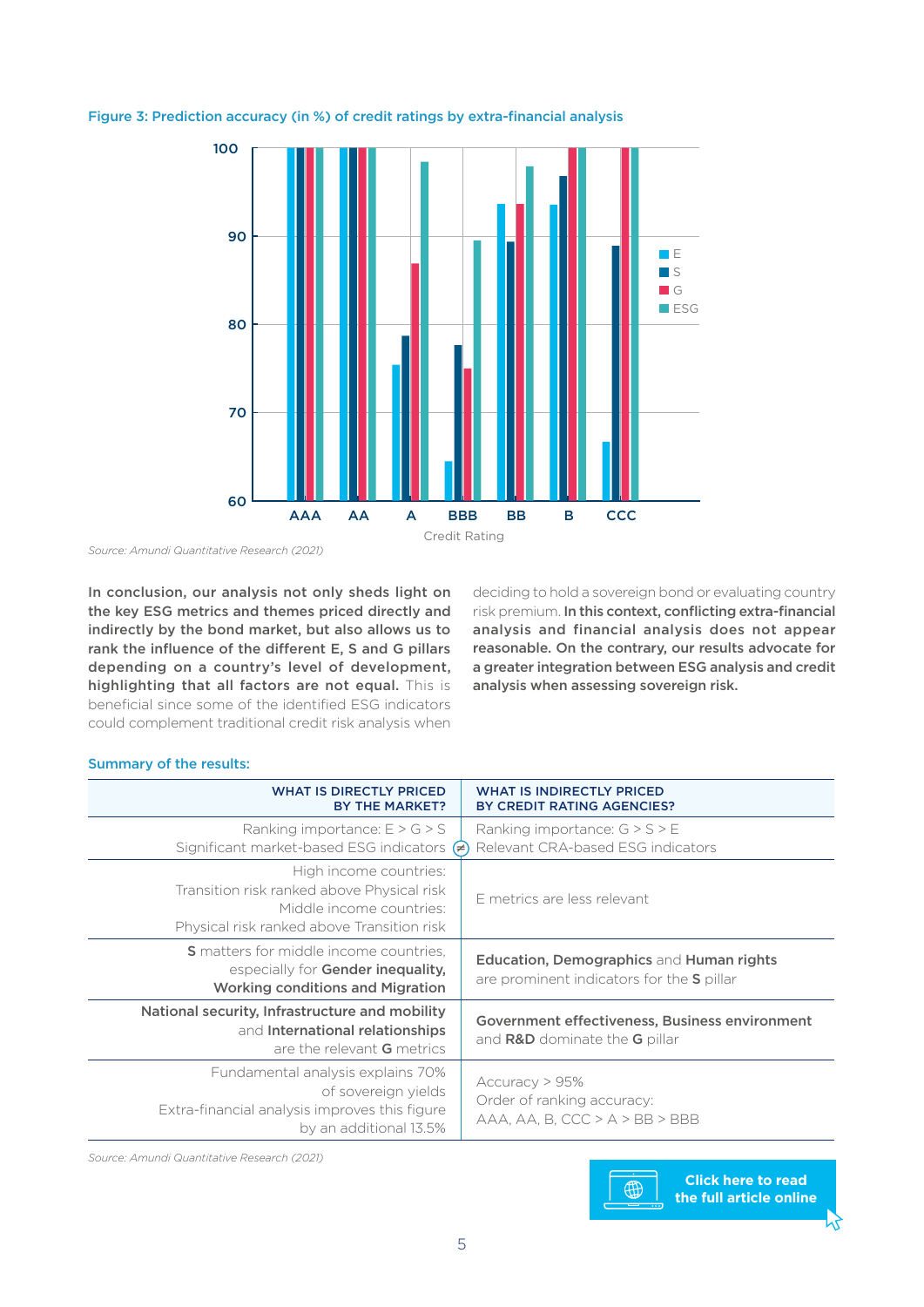**Figure 3: Prediction accuracy (in %) of credit ratings by extra-financial analysis**

*Source: Amundi Quantitative Research (2021)*

**In conclusion, our analysis not only sheds light on the key ESG metrics and themes priced directly and indirectly by the bond market, but also allows us to rank the influence of the different E, S and G pillars depending on a country's level of development, highlighting that all factors are not equal.** This is beneficial since some of the identified ESG indicators could complement traditional credit risk analysis when deciding to hold a sovereign bond or evaluating country risk premium. **In this context, conflicting extra-financial analysis and financial analysis does not appear reasonable. On the contrary, our results advocate for a greater integration between ESG analysis and credit analysis when assessing sovereign risk.**

**Summary of the results:**

| WHAT IS DIRECTLY PRICED BY THE MARKET? | WHAT IS INDIRECTLY PRICED BY CREDIT RATING AGENCIES? |
|---|---|
| Ranking importance: E > G > S<br>Significant market-based ESG indicators | ≠ Ranking importance: G > S > E<br>Relevant CRA-based ESG indicators |
| High income countries:<br>Transition risk ranked above Physical risk<br>Middle income countries:<br>Physical risk ranked above Transition risk | E metrics are less relevant |
| **S** matters for middle income countries, especially for **Gender inequality, Working conditions and Migration** | **Education, Demographics** and **Human rights** are prominent indicators for the **S** pillar |
| **National security, Infrastructure and mobility** and **International relationships** are the relevant **G** metrics | **Government effectiveness, Business environment** and **R&D** dominate the **G** pillar |
| Fundamental analysis explains 70% of sovereign yields<br>Extra-financial analysis improves this figure by an additional 13.5% | Accuracy > 95%<br>Order of ranking accuracy:<br>AAA, AA, B, CCC > A > BB > BBB |

*Source: Amundi Quantitative Research (2021)*

**Click here to read the full article online**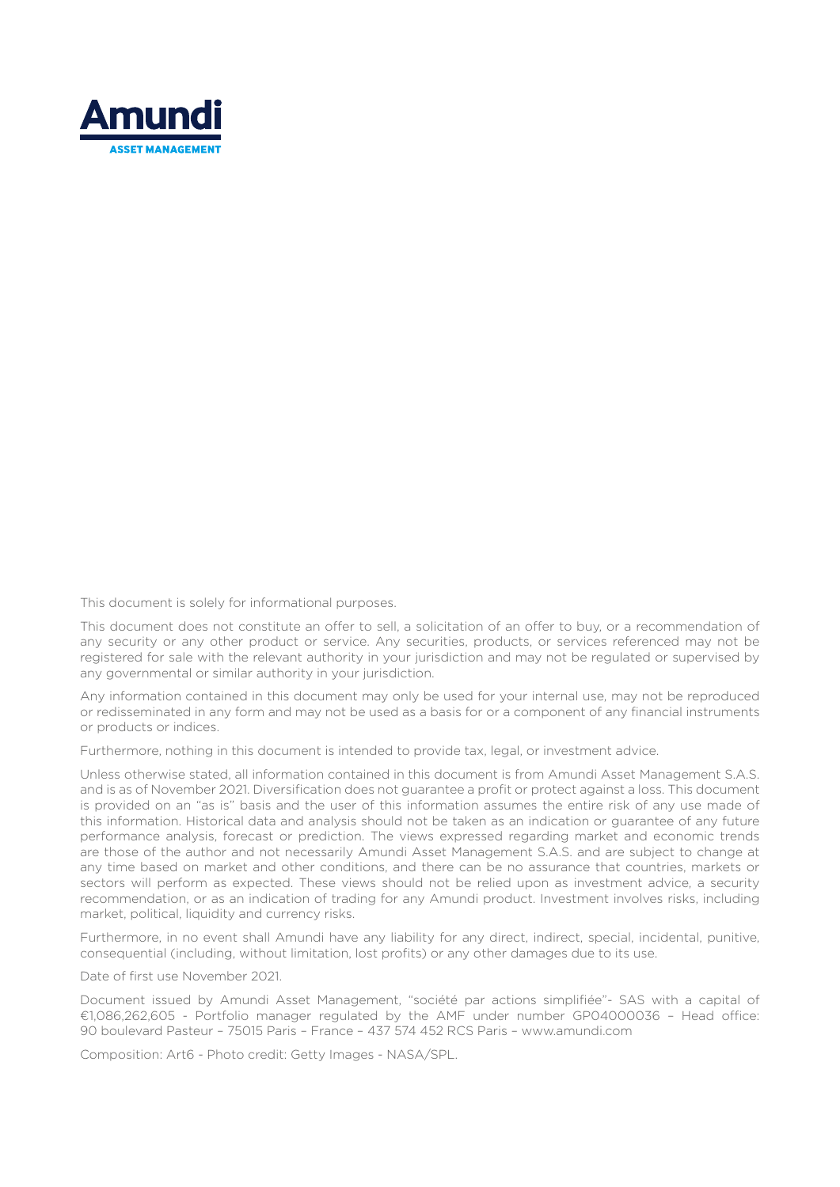Amundi

ASSET MANAGEMENT

This document is solely for informational purposes.

This document does not constitute an offer to sell, a solicitation of an offer to buy, or a recommendation of any security or any other product or service. Any securities, products, or services referenced may not be registered for sale with the relevant authority in your jurisdiction and may not be regulated or supervised by any governmental or similar authority in your jurisdiction.

Any information contained in this document may only be used for your internal use, may not be reproduced or redisseminated in any form and may not be used as a basis for or a component of any financial instruments or products or indices.

Furthermore, nothing in this document is intended to provide tax, legal, or investment advice.

Unless otherwise stated, all information contained in this document is from Amundi Asset Management S.A.S. and is as of November 2021. Diversification does not guarantee a profit or protect against a loss. This document is provided on an "as is" basis and the user of this information assumes the entire risk of any use made of this information. Historical data and analysis should not be taken as an indication or guarantee of any future performance analysis, forecast or prediction. The views expressed regarding market and economic trends are those of the author and not necessarily Amundi Asset Management S.A.S. and are subject to change at any time based on market and other conditions, and there can be no assurance that countries, markets or sectors will perform as expected. These views should not be relied upon as investment advice, a security recommendation, or as an indication of trading for any Amundi product. Investment involves risks, including market, political, liquidity and currency risks.

Furthermore, in no event shall Amundi have any liability for any direct, indirect, special, incidental, punitive, consequential (including, without limitation, lost profits) or any other damages due to its use.

Date of first use November 2021.

Document issued by Amundi Asset Management, "société par actions simplifiée"- SAS with a capital of €1,086,262,605 - Portfolio manager regulated by the AMF under number GP04000036 – Head office: 90 boulevard Pasteur – 75015 Paris – France – 437 574 452 RCS Paris – www.amundi.com

Composition: Art6 - Photo credit: Getty Images - NASA/SPL.